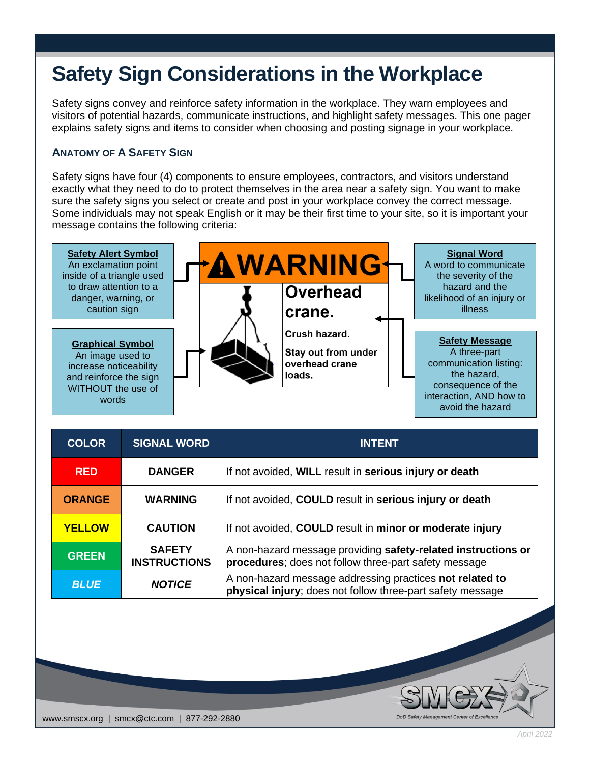# Safety Sign Considerations in the Workplace

Safety signs convey and reinforce safety information in the workplace. They warn employees and visitors of potential hazards, communicate instructions, and highlight safety messages. This one pager explains safety signs and items to consider when choosing and posting signage in your workplace.

## Anatomy of a Safety Sign

Safety signs have four (4) components to ensure employees, contractors, and visitors understand exactly what they need to do to protect themselves in the area near a safety sign. You want to make sure the safety signs you select or create and post in your workplace convey the correct message. Some individuals may not speak English or it may be their first time to your site, so it is important your message contains the following criteria:

**Safety Alert Symbol**
An exclamation point inside of a triangle used to draw attention to a danger, warning, or caution sign

**Graphical Symbol**
An image used to increase noticeability and reinforce the sign WITHOUT the use of words

**Signal Word**
A word to communicate the severity of the hazard and the likelihood of an injury or illness

**Safety Message**
A three-part communication listing: the hazard, consequence of the interaction, AND how to avoid the hazard

WARNING
Overhead crane.
Crush hazard.
Stay out from under overhead crane loads.

| COLOR | SIGNAL WORD | INTENT |
|---|---|---|
| RED | DANGER | If not avoided, **WILL** result in **serious injury or death** |
| ORANGE | WARNING | If not avoided, **COULD** result in **serious injury or death** |
| YELLOW | CAUTION | If not avoided, **COULD** result in **minor or moderate injury** |
| GREEN | SAFETY INSTRUCTIONS | A non-hazard message providing **safety-related instructions or procedures**; does not follow three-part safety message |
| *BLUE* | *NOTICE* | A non-hazard message addressing practices **not related to physical injury**; does not follow three-part safety message |

www.smcx.org | smcx@ctc.com | 877-292-2880

SMCX DoD Safety Management Center of Excellence

April 2022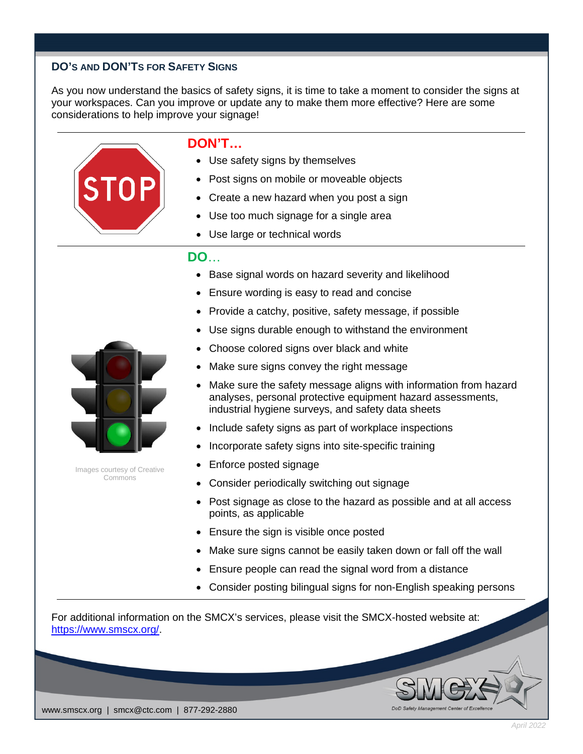## DO'S AND DON'TS FOR SAFETY SIGNS

As you now understand the basics of safety signs, it is time to take a moment to consider the signs at your workspaces. Can you improve or update any to make them more effective? Here are some considerations to help improve your signage!

### DON'T…

- Use safety signs by themselves
- Post signs on mobile or moveable objects
- Create a new hazard when you post a sign
- Use too much signage for a single area
- Use large or technical words

### DO…

- Base signal words on hazard severity and likelihood
- Ensure wording is easy to read and concise
- Provide a catchy, positive, safety message, if possible
- Use signs durable enough to withstand the environment
- Choose colored signs over black and white
- Make sure signs convey the right message
- Make sure the safety message aligns with information from hazard analyses, personal protective equipment hazard assessments, industrial hygiene surveys, and safety data sheets
- Include safety signs as part of workplace inspections
- Incorporate safety signs into site-specific training
- Enforce posted signage
- Consider periodically switching out signage
- Post signage as close to the hazard as possible and at all access points, as applicable
- Ensure the sign is visible once posted
- Make sure signs cannot be easily taken down or fall off the wall
- Ensure people can read the signal word from a distance
- Consider posting bilingual signs for non-English speaking persons

Images courtesy of Creative Commons

For additional information on the SMCX's services, please visit the SMCX-hosted website at: https://www.smscx.org/.

www.smscx.org | smcx@ctc.com | 877-292-2880

SMCX DoD Safety Management Center of Excellence

April 2022